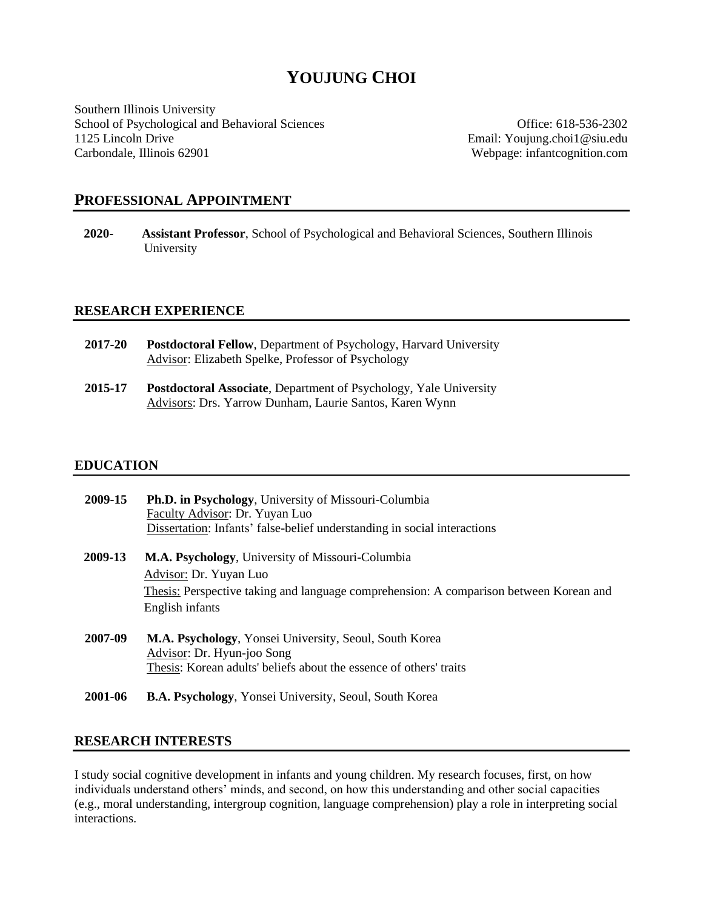# YOUJUNG CHOI

Southern Illinois University
School of Psychological and Behavioral Sciences
1125 Lincoln Drive
Carbondale, Illinois 62901

Office: 618-536-2302
Email: Youjung.choi1@siu.edu
Webpage: infantcognition.com

## PROFESSIONAL APPOINTMENT

**2020-** **Assistant Professor**, School of Psychological and Behavioral Sciences, Southern Illinois University

## RESEARCH EXPERIENCE

**2017-20** **Postdoctoral Fellow**, Department of Psychology, Harvard University
Advisor: Elizabeth Spelke, Professor of Psychology

**2015-17** **Postdoctoral Associate**, Department of Psychology, Yale University
Advisors: Drs. Yarrow Dunham, Laurie Santos, Karen Wynn

## EDUCATION

**2009-15** **Ph.D. in Psychology**, University of Missouri-Columbia
Faculty Advisor: Dr. Yuyan Luo
Dissertation: Infants' false-belief understanding in social interactions

**2009-13** **M.A. Psychology**, University of Missouri-Columbia
Advisor: Dr. Yuyan Luo
Thesis: Perspective taking and language comprehension: A comparison between Korean and English infants

**2007-09** **M.A. Psychology**, Yonsei University, Seoul, South Korea
Advisor: Dr. Hyun-joo Song
Thesis: Korean adults' beliefs about the essence of others' traits

**2001-06** **B.A. Psychology**, Yonsei University, Seoul, South Korea

## RESEARCH INTERESTS

I study social cognitive development in infants and young children. My research focuses, first, on how individuals understand others' minds, and second, on how this understanding and other social capacities (e.g., moral understanding, intergroup cognition, language comprehension) play a role in interpreting social interactions.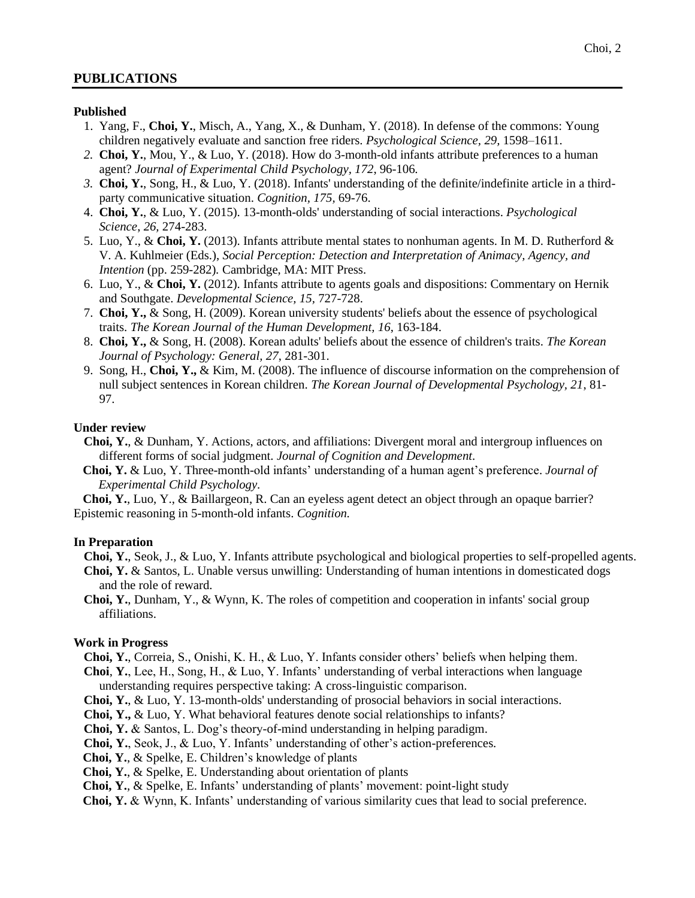## PUBLICATIONS

### Published

1. Yang, F., **Choi, Y.**, Misch, A., Yang, X., & Dunham, Y. (2018). In defense of the commons: Young children negatively evaluate and sanction free riders. *Psychological Science*, *29,* 1598–1611.
2. **Choi, Y.**, Mou, Y., & Luo, Y. (2018). How do 3-month-old infants attribute preferences to a human agent? *Journal of Experimental Child Psychology, 172*, 96-106.
3. **Choi, Y.**, Song, H., & Luo, Y. (2018). Infants' understanding of the definite/indefinite article in a third-party communicative situation. *Cognition, 175*, 69-76.
4. **Choi, Y.**, & Luo, Y. (2015). 13-month-olds' understanding of social interactions. *Psychological Science*, *26,* 274-283.
5. Luo, Y., & **Choi, Y.** (2013). Infants attribute mental states to nonhuman agents. In M. D. Rutherford & V. A. Kuhlmeier (Eds.), *Social Perception: Detection and Interpretation of Animacy, Agency, and Intention* (pp. 259-282). Cambridge, MA: MIT Press.
6. Luo, Y., & **Choi, Y.** (2012). Infants attribute to agents goals and dispositions: Commentary on Hernik and Southgate. *Developmental Science, 15,* 727-728.
7. **Choi, Y.,** & Song, H. (2009). Korean university students' beliefs about the essence of psychological traits. *The Korean Journal of the Human Development, 16*, 163-184.
8. **Choi, Y.,** & Song, H. (2008). Korean adults' beliefs about the essence of children's traits. *The Korean Journal of Psychology: General, 27*, 281-301.
9. Song, H., **Choi, Y.,** & Kim, M. (2008). The influence of discourse information on the comprehension of null subject sentences in Korean children. *The Korean Journal of Developmental Psychology, 21*, 81-97.

### Under review

**Choi, Y.**, & Dunham, Y. Actions, actors, and affiliations: Divergent moral and intergroup influences on different forms of social judgment. *Journal of Cognition and Development*.

**Choi, Y.** & Luo, Y. Three-month-old infants' understanding of a human agent's preference. *Journal of Experimental Child Psychology*.

**Choi, Y.**, Luo, Y., & Baillargeon, R. Can an eyeless agent detect an object through an opaque barrier? Epistemic reasoning in 5-month-old infants. *Cognition.*

### In Preparation

**Choi, Y.**, Seok, J., & Luo, Y. Infants attribute psychological and biological properties to self-propelled agents.

**Choi, Y.** & Santos, L. Unable versus unwilling: Understanding of human intentions in domesticated dogs and the role of reward.

**Choi, Y.**, Dunham, Y., & Wynn, K. The roles of competition and cooperation in infants' social group affiliations.

### Work in Progress

**Choi, Y.**, Correia, S., Onishi, K. H., & Luo, Y. Infants consider others' beliefs when helping them.

**Choi**, **Y.**, Lee, H., Song, H., & Luo, Y. Infants' understanding of verbal interactions when language understanding requires perspective taking: A cross-linguistic comparison.

**Choi, Y.**, & Luo, Y. 13-month-olds' understanding of prosocial behaviors in social interactions.

**Choi, Y.,** & Luo, Y. What behavioral features denote social relationships to infants?

**Choi, Y.** & Santos, L. Dog's theory-of-mind understanding in helping paradigm.

**Choi, Y.**, Seok, J., & Luo, Y. Infants' understanding of other's action-preferences.

**Choi, Y.**, & Spelke, E. Children's knowledge of plants

**Choi, Y.**, & Spelke, E. Understanding about orientation of plants

**Choi, Y.**, & Spelke, E. Infants' understanding of plants' movement: point-light study

**Choi, Y.** & Wynn, K. Infants' understanding of various similarity cues that lead to social preference.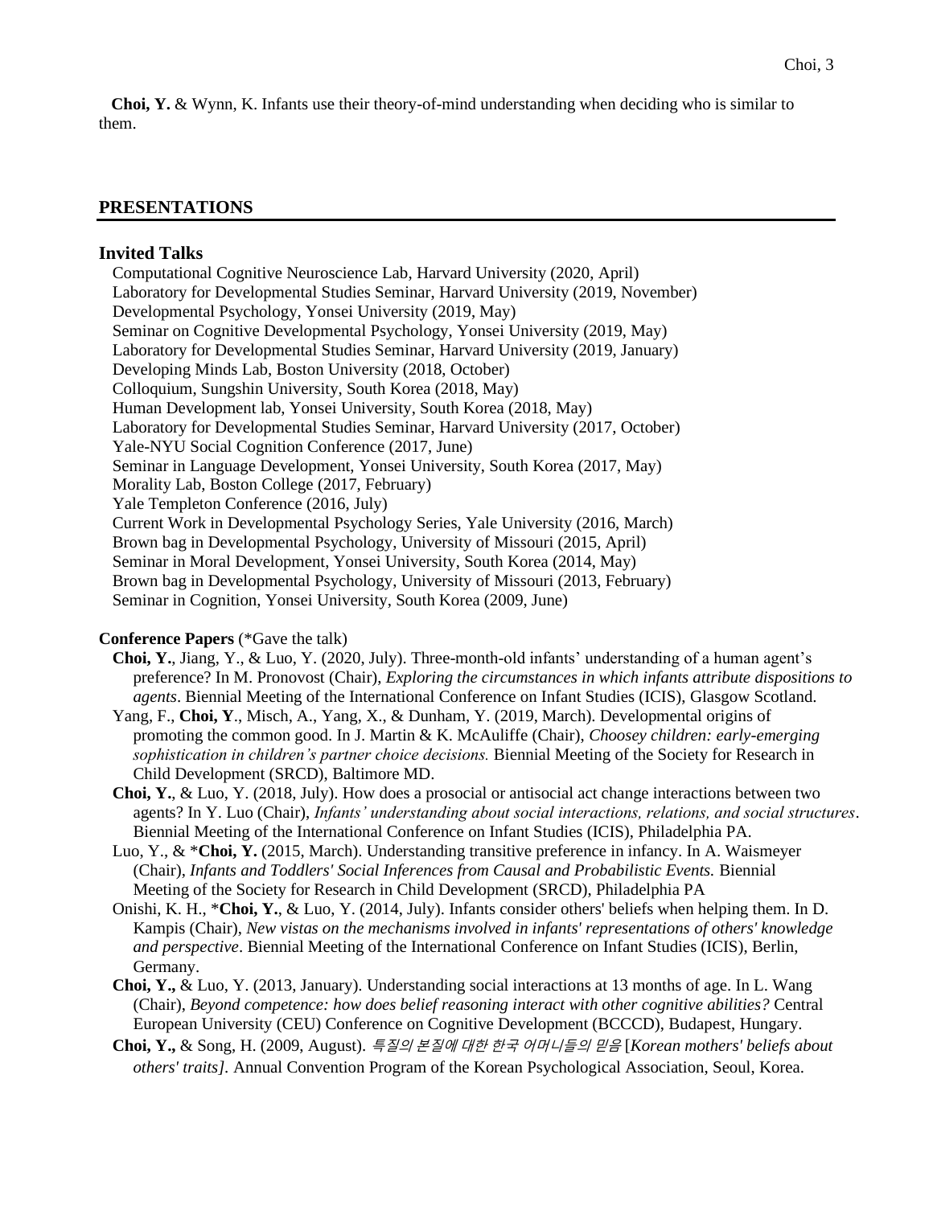**Choi, Y.** & Wynn, K. Infants use their theory-of-mind understanding when deciding who is similar to them.

## PRESENTATIONS

### Invited Talks

Computational Cognitive Neuroscience Lab, Harvard University (2020, April)
Laboratory for Developmental Studies Seminar, Harvard University (2019, November)
Developmental Psychology, Yonsei University (2019, May)
Seminar on Cognitive Developmental Psychology, Yonsei University (2019, May)
Laboratory for Developmental Studies Seminar, Harvard University (2019, January)
Developing Minds Lab, Boston University (2018, October)
Colloquium, Sungshin University, South Korea (2018, May)
Human Development lab, Yonsei University, South Korea (2018, May)
Laboratory for Developmental Studies Seminar, Harvard University (2017, October)
Yale-NYU Social Cognition Conference (2017, June)
Seminar in Language Development, Yonsei University, South Korea (2017, May)
Morality Lab, Boston College (2017, February)
Yale Templeton Conference (2016, July)
Current Work in Developmental Psychology Series, Yale University (2016, March)
Brown bag in Developmental Psychology, University of Missouri (2015, April)
Seminar in Moral Development, Yonsei University, South Korea (2014, May)
Brown bag in Developmental Psychology, University of Missouri (2013, February)
Seminar in Cognition, Yonsei University, South Korea (2009, June)

### Conference Papers (*Gave the talk)

**Choi, Y.**, Jiang, Y., & Luo, Y. (2020, July). Three-month-old infants' understanding of a human agent's preference? In M. Pronovost (Chair), *Exploring the circumstances in which infants attribute dispositions to agents*. Biennial Meeting of the International Conference on Infant Studies (ICIS), Glasgow Scotland.

Yang, F., **Choi, Y**., Misch, A., Yang, X., & Dunham, Y. (2019, March). Developmental origins of promoting the common good. In J. Martin & K. McAuliffe (Chair), *Choosey children: early-emerging sophistication in children's partner choice decisions.* Biennial Meeting of the Society for Research in Child Development (SRCD), Baltimore MD.

**Choi, Y.**, & Luo, Y. (2018, July). How does a prosocial or antisocial act change interactions between two agents? In Y. Luo (Chair), *Infants' understanding about social interactions, relations, and social structures*. Biennial Meeting of the International Conference on Infant Studies (ICIS), Philadelphia PA.

Luo, Y., & ***Choi, Y.** (2015, March). Understanding transitive preference in infancy. In A. Waismeyer (Chair), *Infants and Toddlers' Social Inferences from Causal and Probabilistic Events.* Biennial Meeting of the Society for Research in Child Development (SRCD), Philadelphia PA

Onishi, K. H., ***Choi, Y.**, & Luo, Y. (2014, July). Infants consider others' beliefs when helping them. In D. Kampis (Chair), *New vistas on the mechanisms involved in infants' representations of others' knowledge and perspective*. Biennial Meeting of the International Conference on Infant Studies (ICIS), Berlin, Germany.

**Choi, Y.,** & Luo, Y. (2013, January). Understanding social interactions at 13 months of age. In L. Wang (Chair), *Beyond competence: how does belief reasoning interact with other cognitive abilities?* Central European University (CEU) Conference on Cognitive Development (BCCCD), Budapest, Hungary.

**Choi, Y.,** & Song, H. (2009, August). *특질의 본질에 대한 한국 어머니들의 믿음* [*Korean mothers' beliefs about others' traits]*. Annual Convention Program of the Korean Psychological Association, Seoul, Korea.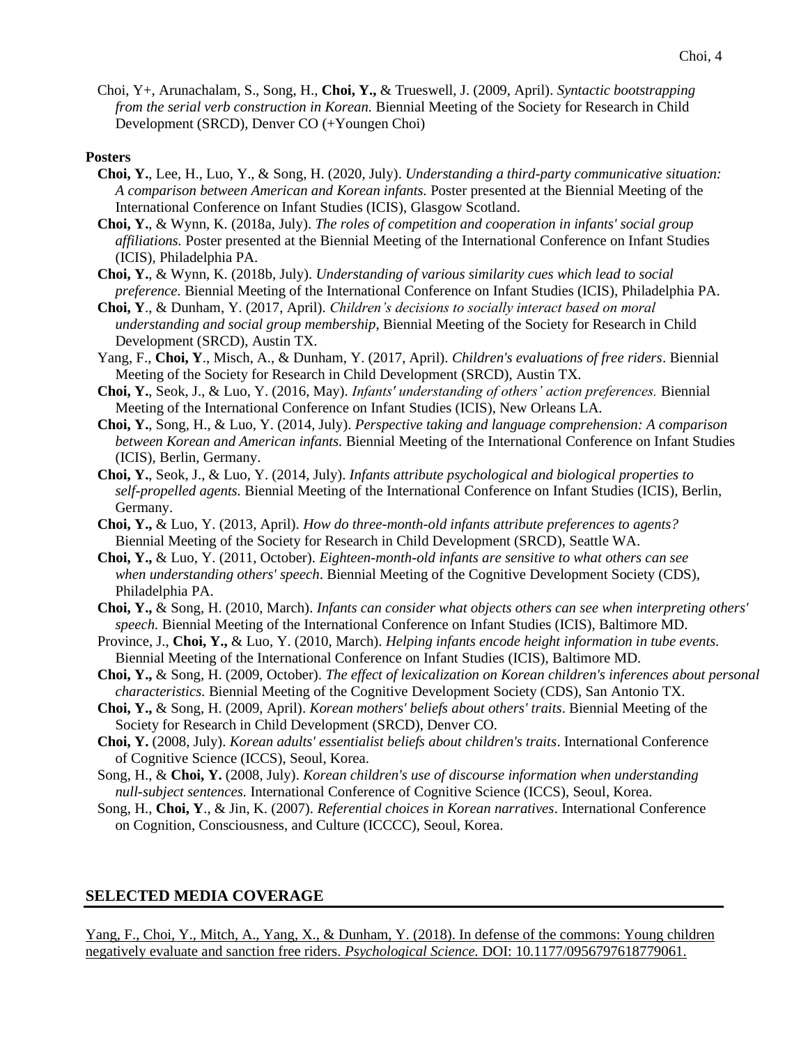Choi, Y+, Arunachalam, S., Song, H., **Choi, Y.,** & Trueswell, J. (2009, April). *Syntactic bootstrapping from the serial verb construction in Korean.* Biennial Meeting of the Society for Research in Child Development (SRCD), Denver CO (+Youngen Choi)

**Posters**

**Choi, Y.**, Lee, H., Luo, Y., & Song, H. (2020, July). *Understanding a third-party communicative situation: A comparison between American and Korean infants.* Poster presented at the Biennial Meeting of the International Conference on Infant Studies (ICIS), Glasgow Scotland.

**Choi, Y.**, & Wynn, K. (2018a, July). *The roles of competition and cooperation in infants' social group affiliations.* Poster presented at the Biennial Meeting of the International Conference on Infant Studies (ICIS), Philadelphia PA.

**Choi, Y.**, & Wynn, K. (2018b, July). *Understanding of various similarity cues which lead to social preference*. Biennial Meeting of the International Conference on Infant Studies (ICIS), Philadelphia PA.

**Choi, Y**., & Dunham, Y. (2017, April). *Children's decisions to socially interact based on moral understanding and social group membership*, Biennial Meeting of the Society for Research in Child Development (SRCD), Austin TX.

Yang, F., **Choi, Y**., Misch, A., & Dunham, Y. (2017, April). *Children's evaluations of free riders*. Biennial Meeting of the Society for Research in Child Development (SRCD), Austin TX.

**Choi, Y.**, Seok, J., & Luo, Y. (2016, May). *Infants' understanding of others' action preferences.* Biennial Meeting of the International Conference on Infant Studies (ICIS), New Orleans LA.

**Choi, Y.**, Song, H., & Luo, Y. (2014, July). *Perspective taking and language comprehension: A comparison between Korean and American infants.* Biennial Meeting of the International Conference on Infant Studies (ICIS), Berlin, Germany.

**Choi, Y.**, Seok, J., & Luo, Y. (2014, July). *Infants attribute psychological and biological properties to self-propelled agents.* Biennial Meeting of the International Conference on Infant Studies (ICIS), Berlin, Germany.

**Choi, Y.,** & Luo, Y. (2013, April). *How do three-month-old infants attribute preferences to agents?* Biennial Meeting of the Society for Research in Child Development (SRCD), Seattle WA.

**Choi, Y.,** & Luo, Y. (2011, October). *Eighteen-month-old infants are sensitive to what others can see when understanding others' speech*. Biennial Meeting of the Cognitive Development Society (CDS), Philadelphia PA.

**Choi, Y.,** & Song, H. (2010, March). *Infants can consider what objects others can see when interpreting others' speech.* Biennial Meeting of the International Conference on Infant Studies (ICIS), Baltimore MD.

Province, J., **Choi, Y.,** & Luo, Y. (2010, March). *Helping infants encode height information in tube events.* Biennial Meeting of the International Conference on Infant Studies (ICIS), Baltimore MD.

**Choi, Y.,** & Song, H. (2009, October). *The effect of lexicalization on Korean children's inferences about personal characteristics.* Biennial Meeting of the Cognitive Development Society (CDS), San Antonio TX.

**Choi, Y.,** & Song, H. (2009, April). *Korean mothers' beliefs about others' traits*. Biennial Meeting of the Society for Research in Child Development (SRCD), Denver CO.

**Choi, Y.** (2008, July). *Korean adults' essentialist beliefs about children's traits*. International Conference of Cognitive Science (ICCS), Seoul, Korea.

Song, H., & **Choi, Y.** (2008, July). *Korean children's use of discourse information when understanding null-subject sentences.* International Conference of Cognitive Science (ICCS), Seoul, Korea.

Song, H., **Choi, Y**., & Jin, K. (2007). *Referential choices in Korean narratives*. International Conference on Cognition, Consciousness, and Culture (ICCCC), Seoul, Korea.

## SELECTED MEDIA COVERAGE

Yang, F., Choi, Y., Mitch, A., Yang, X., & Dunham, Y. (2018). In defense of the commons: Young children negatively evaluate and sanction free riders. *Psychological Science.* DOI: 10.1177/0956797618779061.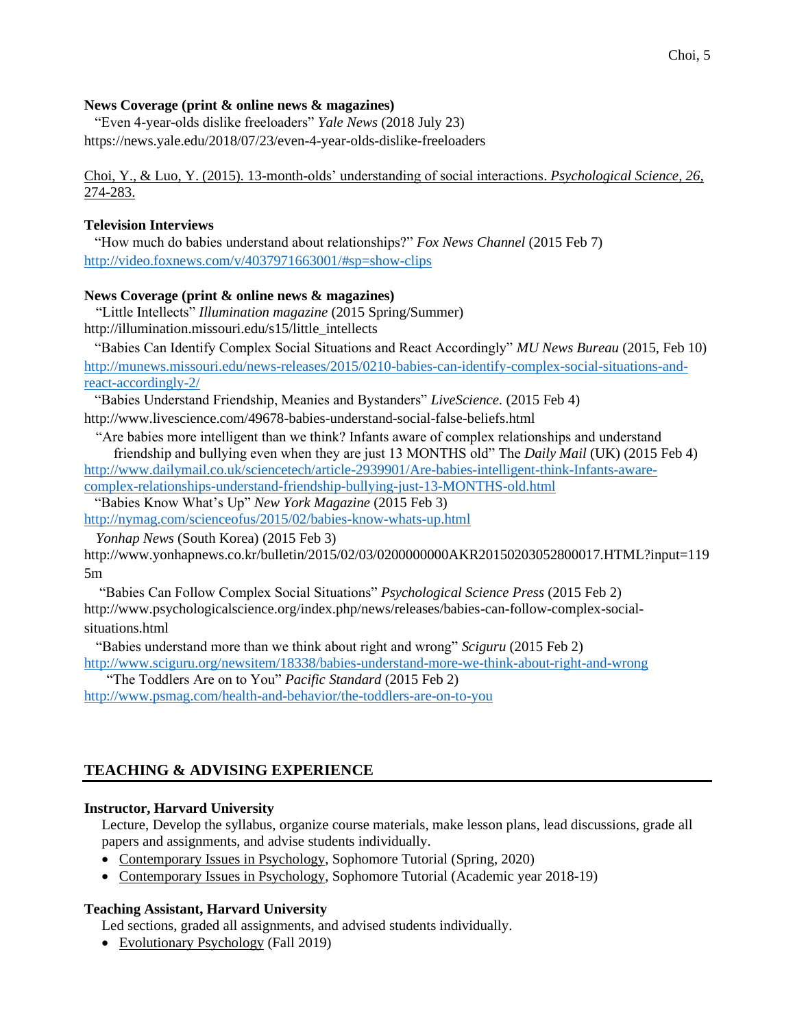**News Coverage (print & online news & magazines)**

"Even 4-year-olds dislike freeloaders" *Yale News* (2018 July 23)
https://news.yale.edu/2018/07/23/even-4-year-olds-dislike-freeloaders

Choi, Y., & Luo, Y. (2015). 13-month-olds' understanding of social interactions. *Psychological Science, 26,* 274-283.

**Television Interviews**

"How much do babies understand about relationships?" *Fox News Channel* (2015 Feb 7)
http://video.foxnews.com/v/4037971663001/#sp=show-clips

**News Coverage (print & online news & magazines)**

"Little Intellects" *Illumination magazine* (2015 Spring/Summer)
http://illumination.missouri.edu/s15/little_intellects

"Babies Can Identify Complex Social Situations and React Accordingly" *MU News Bureau* (2015, Feb 10)
http://munews.missouri.edu/news-releases/2015/0210-babies-can-identify-complex-social-situations-and-react-accordingly-2/

"Babies Understand Friendship, Meanies and Bystanders" *LiveScience.* (2015 Feb 4)
http://www.livescience.com/49678-babies-understand-social-false-beliefs.html

"Are babies more intelligent than we think? Infants aware of complex relationships and understand friendship and bullying even when they are just 13 MONTHS old" The *Daily Mail* (UK) (2015 Feb 4)
http://www.dailymail.co.uk/sciencetech/article-2939901/Are-babies-intelligent-think-Infants-aware-complex-relationships-understand-friendship-bullying-just-13-MONTHS-old.html

"Babies Know What's Up" *New York Magazine* (2015 Feb 3)
http://nymag.com/scienceofus/2015/02/babies-know-whats-up.html

*Yonhap News* (South Korea) (2015 Feb 3)
http://www.yonhapnews.co.kr/bulletin/2015/02/03/0200000000AKR20150203052800017.HTML?input=1195m

"Babies Can Follow Complex Social Situations" *Psychological Science Press* (2015 Feb 2)
http://www.psychologicalscience.org/index.php/news/releases/babies-can-follow-complex-social-situations.html

"Babies understand more than we think about right and wrong" *Sciguru* (2015 Feb 2)
http://www.sciguru.org/newsitem/18338/babies-understand-more-we-think-about-right-and-wrong

"The Toddlers Are on to You" *Pacific Standard* (2015 Feb 2)
http://www.psmag.com/health-and-behavior/the-toddlers-are-on-to-you

## TEACHING & ADVISING EXPERIENCE

**Instructor, Harvard University**

Lecture, Develop the syllabus, organize course materials, make lesson plans, lead discussions, grade all papers and assignments, and advise students individually.

- Contemporary Issues in Psychology, Sophomore Tutorial (Spring, 2020)
- Contemporary Issues in Psychology, Sophomore Tutorial (Academic year 2018-19)

**Teaching Assistant, Harvard University**

Led sections, graded all assignments, and advised students individually.

- Evolutionary Psychology (Fall 2019)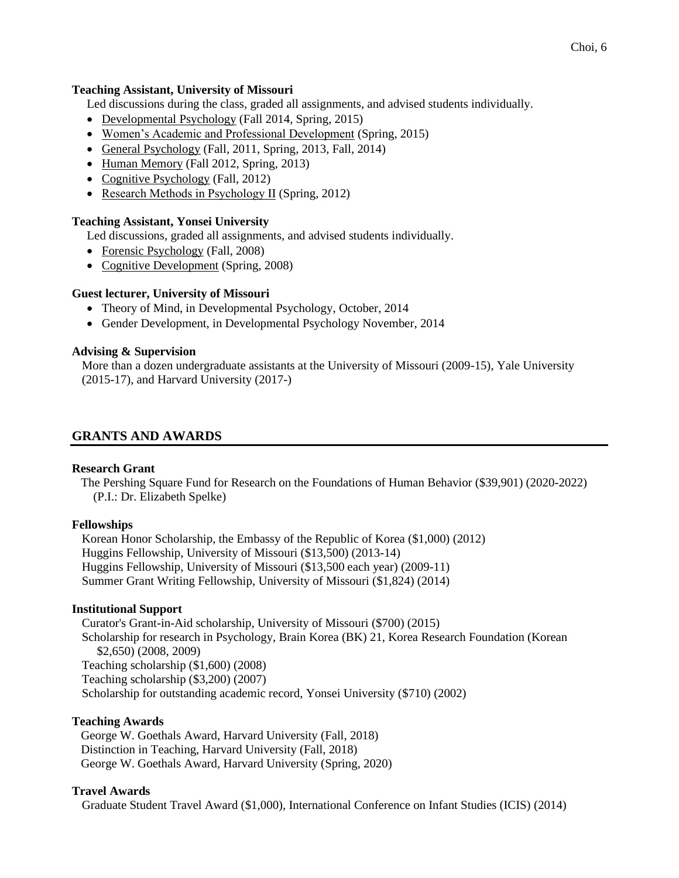**Teaching Assistant, University of Missouri**

Led discussions during the class, graded all assignments, and advised students individually.

- Developmental Psychology (Fall 2014, Spring, 2015)
- Women's Academic and Professional Development (Spring, 2015)
- General Psychology (Fall, 2011, Spring, 2013, Fall, 2014)
- Human Memory (Fall 2012, Spring, 2013)
- Cognitive Psychology (Fall, 2012)
- Research Methods in Psychology II (Spring, 2012)

**Teaching Assistant, Yonsei University**

Led discussions, graded all assignments, and advised students individually.

- Forensic Psychology (Fall, 2008)
- Cognitive Development (Spring, 2008)

**Guest lecturer, University of Missouri**

- Theory of Mind, in Developmental Psychology, October, 2014
- Gender Development, in Developmental Psychology November, 2014

**Advising & Supervision**

More than a dozen undergraduate assistants at the University of Missouri (2009-15), Yale University (2015-17), and Harvard University (2017-)

## GRANTS AND AWARDS

**Research Grant**

The Pershing Square Fund for Research on the Foundations of Human Behavior ($39,901) (2020-2022) (P.I.: Dr. Elizabeth Spelke)

**Fellowships**

Korean Honor Scholarship, the Embassy of the Republic of Korea ($1,000) (2012)
Huggins Fellowship, University of Missouri ($13,500) (2013-14)
Huggins Fellowship, University of Missouri ($13,500 each year) (2009-11)
Summer Grant Writing Fellowship, University of Missouri ($1,824) (2014)

**Institutional Support**

Curator's Grant-in-Aid scholarship, University of Missouri ($700) (2015)
Scholarship for research in Psychology, Brain Korea (BK) 21, Korea Research Foundation (Korean $2,650) (2008, 2009)
Teaching scholarship ($1,600) (2008)
Teaching scholarship ($3,200) (2007)
Scholarship for outstanding academic record, Yonsei University ($710) (2002)

**Teaching Awards**

George W. Goethals Award, Harvard University (Fall, 2018)
Distinction in Teaching, Harvard University (Fall, 2018)
George W. Goethals Award, Harvard University (Spring, 2020)

**Travel Awards**

Graduate Student Travel Award ($1,000), International Conference on Infant Studies (ICIS) (2014)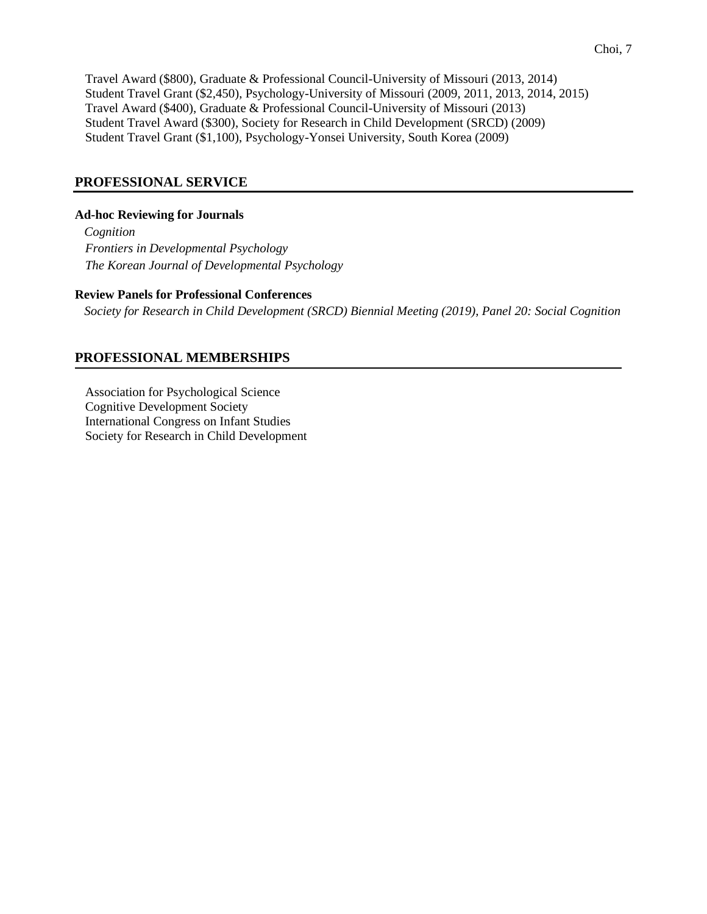Travel Award ($800), Graduate & Professional Council-University of Missouri (2013, 2014)
Student Travel Grant ($2,450), Psychology-University of Missouri (2009, 2011, 2013, 2014, 2015)
Travel Award ($400), Graduate & Professional Council-University of Missouri (2013)
Student Travel Award ($300), Society for Research in Child Development (SRCD) (2009)
Student Travel Grant ($1,100), Psychology-Yonsei University, South Korea (2009)

## PROFESSIONAL SERVICE

**Ad-hoc Reviewing for Journals**

*Cognition*
*Frontiers in Developmental Psychology*
*The Korean Journal of Developmental Psychology*

**Review Panels for Professional Conferences**

*Society for Research in Child Development (SRCD) Biennial Meeting (2019), Panel 20: Social Cognition*

## PROFESSIONAL MEMBERSHIPS

Association for Psychological Science
Cognitive Development Society
International Congress on Infant Studies
Society for Research in Child Development